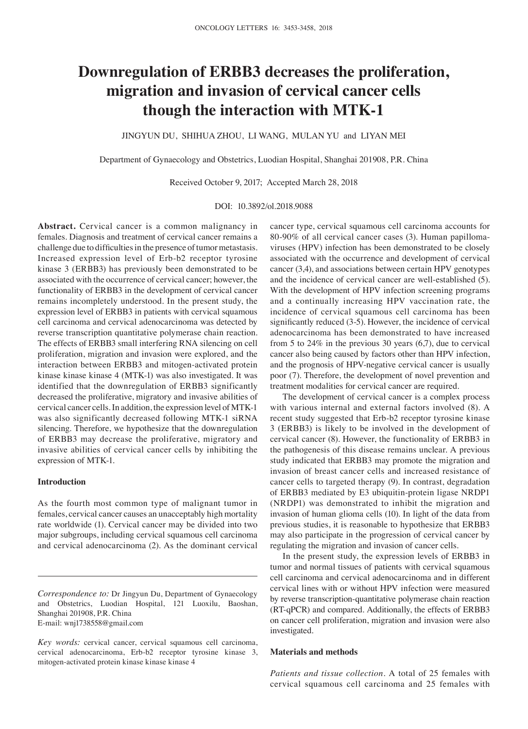# Downregulation of ERBB3 decreases the proliferation, migration and invasion of cervical cancer cells though the interaction with MTK-1

JINGYUN DU, SHIHUA ZHOU, LI WANG, MULAN YU and LIYAN MEI

Department of Gynaecology and Obstetrics, Luodian Hospital, Shanghai 201908, P.R. China

Received October 9, 2017; Accepted March 28, 2018

DOI: 10.3892/ol.2018.9088

**Abstract.** Cervical cancer is a common malignancy in females. Diagnosis and treatment of cervical cancer remains a challenge due to difficulties in the presence of tumor metastasis. Increased expression level of Erb-b2 receptor tyrosine kinase 3 (ERBB3) has previously been demonstrated to be associated with the occurrence of cervical cancer; however, the functionality of ERBB3 in the development of cervical cancer remains incompletely understood. In the present study, the expression level of ERBB3 in patients with cervical squamous cell carcinoma and cervical adenocarcinoma was detected by reverse transcription quantitative polymerase chain reaction. The effects of ERBB3 small interfering RNA silencing on cell proliferation, migration and invasion were explored, and the interaction between ERBB3 and mitogen-activated protein kinase kinase kinase 4 (MTK-1) was also investigated. It was identified that the downregulation of ERBB3 significantly decreased the proliferative, migratory and invasive abilities of cervical cancer cells. In addition, the expression level of MTK-1 was also significantly decreased following MTK-1 siRNA silencing. Therefore, we hypothesize that the downregulation of ERBB3 may decrease the proliferative, migratory and invasive abilities of cervical cancer cells by inhibiting the expression of MTK-1.

## Introduction

As the fourth most common type of malignant tumor in females, cervical cancer causes an unacceptably high mortality rate worldwide (1). Cervical cancer may be divided into two major subgroups, including cervical squamous cell carcinoma and cervical adenocarcinoma (2). As the dominant cervical cancer type, cervical squamous cell carcinoma accounts for 80-90% of all cervical cancer cases (3). Human papillomaviruses (HPV) infection has been demonstrated to be closely associated with the occurrence and development of cervical cancer (3,4), and associations between certain HPV genotypes and the incidence of cervical cancer are well-established (5). With the development of HPV infection screening programs and a continually increasing HPV vaccination rate, the incidence of cervical squamous cell carcinoma has been significantly reduced (3-5). However, the incidence of cervical adenocarcinoma has been demonstrated to have increased from 5 to 24% in the previous 30 years (6,7), due to cervical cancer also being caused by factors other than HPV infection, and the prognosis of HPV-negative cervical cancer is usually poor (7). Therefore, the development of novel prevention and treatment modalities for cervical cancer are required.

The development of cervical cancer is a complex process with various internal and external factors involved (8). A recent study suggested that Erb-b2 receptor tyrosine kinase 3 (ERBB3) is likely to be involved in the development of cervical cancer (8). However, the functionality of ERBB3 in the pathogenesis of this disease remains unclear. A previous study indicated that ERBB3 may promote the migration and invasion of breast cancer cells and increased resistance of cancer cells to targeted therapy (9). In contrast, degradation of ERBB3 mediated by E3 ubiquitin-protein ligase NRDP1 (NRDP1) was demonstrated to inhibit the migration and invasion of human glioma cells (10). In light of the data from previous studies, it is reasonable to hypothesize that ERBB3 may also participate in the progression of cervical cancer by regulating the migration and invasion of cancer cells.

In the present study, the expression levels of ERBB3 in tumor and normal tissues of patients with cervical squamous cell carcinoma and cervical adenocarcinoma and in different cervical lines with or without HPV infection were measured by reverse transcription-quantitative polymerase chain reaction (RT-qPCR) and compared. Additionally, the effects of ERBB3 on cancer cell proliferation, migration and invasion were also investigated.

## Materials and methods

*Patients and tissue collection.* A total of 25 females with cervical squamous cell carcinoma and 25 females with

---

*Correspondence to:* Dr Jingyun Du, Department of Gynaecology and Obstetrics, Luodian Hospital, 121 Luoxilu, Baoshan, Shanghai 201908, P.R. China
E-mail: wnj1738558@gmail.com

*Key words:* cervical cancer, cervical squamous cell carcinoma, cervical adenocarcinoma, Erb-b2 receptor tyrosine kinase 3, mitogen-activated protein kinase kinase kinase 4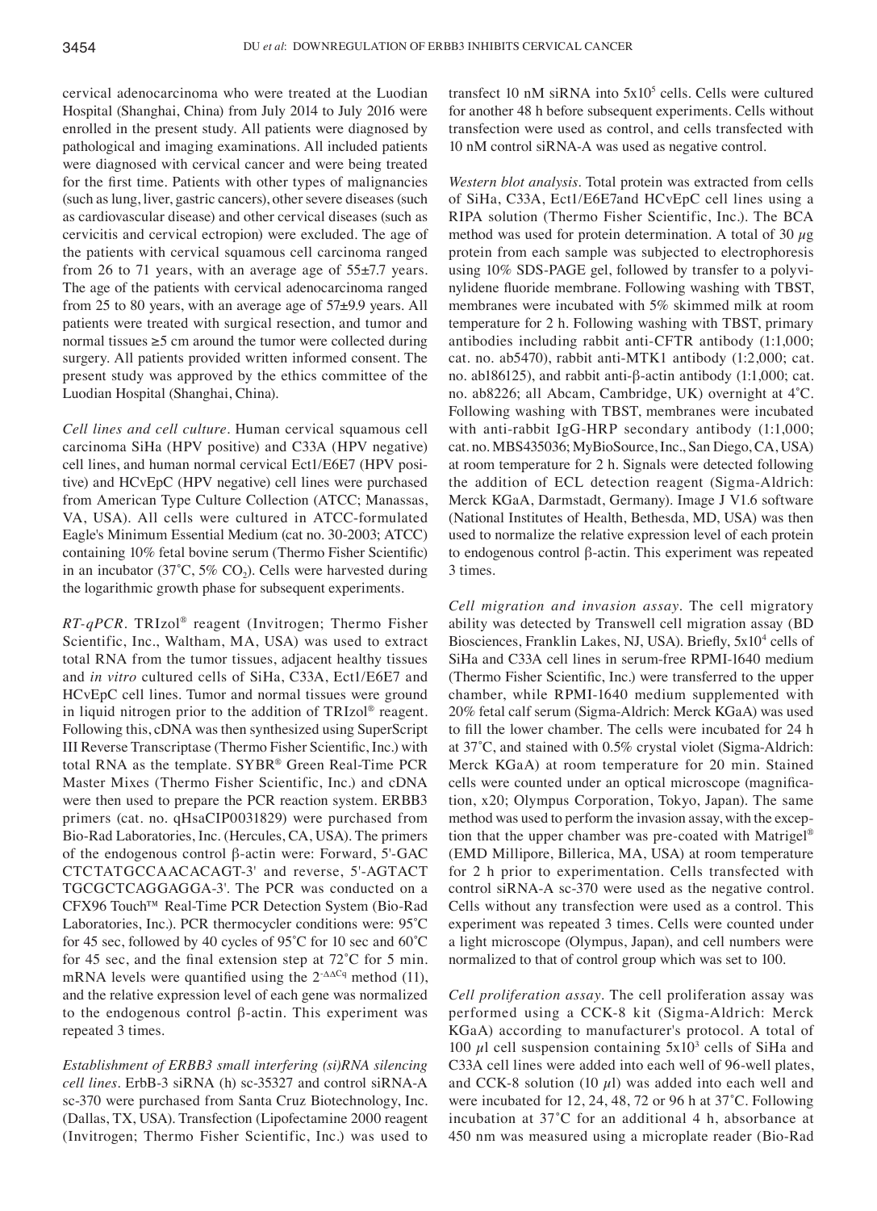cervical adenocarcinoma who were treated at the Luodian Hospital (Shanghai, China) from July 2014 to July 2016 were enrolled in the present study. All patients were diagnosed by pathological and imaging examinations. All included patients were diagnosed with cervical cancer and were being treated for the first time. Patients with other types of malignancies (such as lung, liver, gastric cancers), other severe diseases (such as cardiovascular disease) and other cervical diseases (such as cervicitis and cervical ectropion) were excluded. The age of the patients with cervical squamous cell carcinoma ranged from 26 to 71 years, with an average age of 55±7.7 years. The age of the patients with cervical adenocarcinoma ranged from 25 to 80 years, with an average age of 57±9.9 years. All patients were treated with surgical resection, and tumor and normal tissues ≥5 cm around the tumor were collected during surgery. All patients provided written informed consent. The present study was approved by the ethics committee of the Luodian Hospital (Shanghai, China).

*Cell lines and cell culture.* Human cervical squamous cell carcinoma SiHa (HPV positive) and C33A (HPV negative) cell lines, and human normal cervical Ect1/E6E7 (HPV positive) and HCvEpC (HPV negative) cell lines were purchased from American Type Culture Collection (ATCC; Manassas, VA, USA). All cells were cultured in ATCC-formulated Eagle's Minimum Essential Medium (cat no. 30-2003; ATCC) containing 10% fetal bovine serum (Thermo Fisher Scientific) in an incubator (37˚C, 5% $CO_2$). Cells were harvested during the logarithmic growth phase for subsequent experiments.

*RT-qPCR.* TRIzol® reagent (Invitrogen; Thermo Fisher Scientific, Inc., Waltham, MA, USA) was used to extract total RNA from the tumor tissues, adjacent healthy tissues and *in vitro* cultured cells of SiHa, C33A, Ect1/E6E7 and HCvEpC cell lines. Tumor and normal tissues were ground in liquid nitrogen prior to the addition of TRIzol® reagent. Following this, cDNA was then synthesized using SuperScript III Reverse Transcriptase (Thermo Fisher Scientific, Inc.) with total RNA as the template. SYBR® Green Real-Time PCR Master Mixes (Thermo Fisher Scientific, Inc.) and cDNA were then used to prepare the PCR reaction system. ERBB3 primers (cat. no. qHsaCIP0031829) were purchased from Bio-Rad Laboratories, Inc. (Hercules, CA, USA). The primers of the endogenous control β-actin were: Forward, 5'-GAC CTCTATGCCAACACAGT-3' and reverse, 5'-AGTACT TGCGCTCAGGAGGA-3'. The PCR was conducted on a CFX96 Touch™ Real-Time PCR Detection System (Bio-Rad Laboratories, Inc.). PCR thermocycler conditions were: 95˚C for 45 sec, followed by 40 cycles of 95˚C for 10 sec and 60˚C for 45 sec, and the final extension step at 72˚C for 5 min. mRNA levels were quantified using the $2^{-\Delta\Delta Cq}$ method (11), and the relative expression level of each gene was normalized to the endogenous control β-actin. This experiment was repeated 3 times.

*Establishment of ERBB3 small interfering (si)RNA silencing cell lines.* ErbB-3 siRNA (h) sc-35327 and control siRNA-A sc-370 were purchased from Santa Cruz Biotechnology, Inc. (Dallas, TX, USA). Transfection (Lipofectamine 2000 reagent (Invitrogen; Thermo Fisher Scientific, Inc.) was used to transfect 10 nM siRNA into $5\times10^5$ cells. Cells were cultured for another 48 h before subsequent experiments. Cells without transfection were used as control, and cells transfected with 10 nM control siRNA-A was used as negative control.

*Western blot analysis.* Total protein was extracted from cells of SiHa, C33A, Ect1/E6E7and HCvEpC cell lines using a RIPA solution (Thermo Fisher Scientific, Inc.). The BCA method was used for protein determination. A total of 30 $\mu$g protein from each sample was subjected to electrophoresis using 10% SDS-PAGE gel, followed by transfer to a polyvinylidene fluoride membrane. Following washing with TBST, membranes were incubated with 5% skimmed milk at room temperature for 2 h. Following washing with TBST, primary antibodies including rabbit anti-CFTR antibody (1:1,000; cat. no. ab5470), rabbit anti-MTK1 antibody (1:2,000; cat. no. ab186125), and rabbit anti-β-actin antibody (1:1,000; cat. no. ab8226; all Abcam, Cambridge, UK) overnight at 4˚C. Following washing with TBST, membranes were incubated with anti-rabbit IgG-HRP secondary antibody (1:1,000; cat. no. MBS435036; MyBioSource, Inc., San Diego, CA, USA) at room temperature for 2 h. Signals were detected following the addition of ECL detection reagent (Sigma-Aldrich: Merck KGaA, Darmstadt, Germany). Image J V1.6 software (National Institutes of Health, Bethesda, MD, USA) was then used to normalize the relative expression level of each protein to endogenous control β-actin. This experiment was repeated 3 times.

*Cell migration and invasion assay.* The cell migratory ability was detected by Transwell cell migration assay (BD Biosciences, Franklin Lakes, NJ, USA). Briefly, $5\times10^4$ cells of SiHa and C33A cell lines in serum-free RPMI-1640 medium (Thermo Fisher Scientific, Inc.) were transferred to the upper chamber, while RPMI-1640 medium supplemented with 20% fetal calf serum (Sigma-Aldrich: Merck KGaA) was used to fill the lower chamber. The cells were incubated for 24 h at 37˚C, and stained with 0.5% crystal violet (Sigma-Aldrich: Merck KGaA) at room temperature for 20 min. Stained cells were counted under an optical microscope (magnification, x20; Olympus Corporation, Tokyo, Japan). The same method was used to perform the invasion assay, with the exception that the upper chamber was pre-coated with Matrigel® (EMD Millipore, Billerica, MA, USA) at room temperature for 2 h prior to experimentation. Cells transfected with control siRNA-A sc-370 were used as the negative control. Cells without any transfection were used as a control. This experiment was repeated 3 times. Cells were counted under a light microscope (Olympus, Japan), and cell numbers were normalized to that of control group which was set to 100.

*Cell proliferation assay.* The cell proliferation assay was performed using a CCK-8 kit (Sigma-Aldrich: Merck KGaA) according to manufacturer's protocol. A total of 100 $\mu$l cell suspension containing $5\times10^3$ cells of SiHa and C33A cell lines were added into each well of 96-well plates, and CCK-8 solution (10 $\mu$l) was added into each well and were incubated for 12, 24, 48, 72 or 96 h at 37˚C. Following incubation at 37˚C for an additional 4 h, absorbance at 450 nm was measured using a microplate reader (Bio-Rad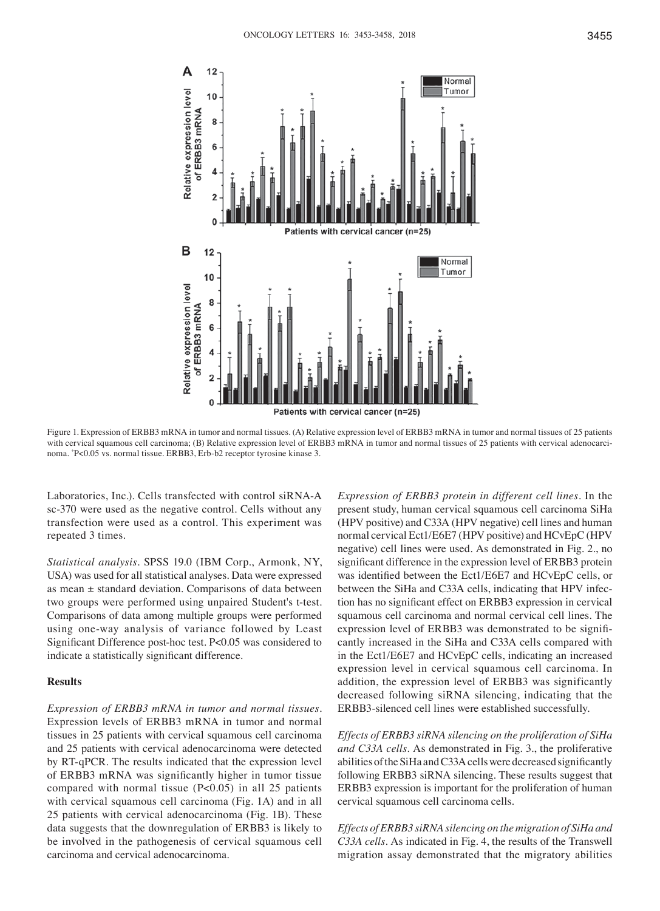Figure 1. Expression of ERBB3 mRNA in tumor and normal tissues. (A) Relative expression level of ERBB3 mRNA in tumor and normal tissues of 25 patients with cervical squamous cell carcinoma; (B) Relative expression level of ERBB3 mRNA in tumor and normal tissues of 25 patients with cervical adenocarcinoma. *P<0.05 vs. normal tissue. ERBB3, Erb-b2 receptor tyrosine kinase 3.

Laboratories, Inc.). Cells transfected with control siRNA-A sc-370 were used as the negative control. Cells without any transfection were used as a control. This experiment was repeated 3 times.

*Statistical analysis.* SPSS 19.0 (IBM Corp., Armonk, NY, USA) was used for all statistical analyses. Data were expressed as mean ± standard deviation. Comparisons of data between two groups were performed using unpaired Student's t-test. Comparisons of data among multiple groups were performed using one-way analysis of variance followed by Least Significant Difference post-hoc test. P<0.05 was considered to indicate a statistically significant difference.

## Results

*Expression of ERBB3 mRNA in tumor and normal tissues.* Expression levels of ERBB3 mRNA in tumor and normal tissues in 25 patients with cervical squamous cell carcinoma and 25 patients with cervical adenocarcinoma were detected by RT-qPCR. The results indicated that the expression level of ERBB3 mRNA was significantly higher in tumor tissue compared with normal tissue (P<0.05) in all 25 patients with cervical squamous cell carcinoma (Fig. 1A) and in all 25 patients with cervical adenocarcinoma (Fig. 1B). These data suggests that the downregulation of ERBB3 is likely to be involved in the pathogenesis of cervical squamous cell carcinoma and cervical adenocarcinoma.

*Expression of ERBB3 protein in different cell lines.* In the present study, human cervical squamous cell carcinoma SiHa (HPV positive) and C33A (HPV negative) cell lines and human normal cervical Ect1/E6E7 (HPV positive) and HCvEpC (HPV negative) cell lines were used. As demonstrated in Fig. 2., no significant difference in the expression level of ERBB3 protein was identified between the Ect1/E6E7 and HCvEpC cells, or between the SiHa and C33A cells, indicating that HPV infection has no significant effect on ERBB3 expression in cervical squamous cell carcinoma and normal cervical cell lines. The expression level of ERBB3 was demonstrated to be significantly increased in the SiHa and C33A cells compared with in the Ect1/E6E7 and HCvEpC cells, indicating an increased expression level in cervical squamous cell carcinoma. In addition, the expression level of ERBB3 was significantly decreased following siRNA silencing, indicating that the ERBB3-silenced cell lines were established successfully.

*Effects of ERBB3 siRNA silencing on the proliferation of SiHa and C33A cells.* As demonstrated in Fig. 3., the proliferative abilities of the SiHa and C33A cells were decreased significantly following ERBB3 siRNA silencing. These results suggest that ERBB3 expression is important for the proliferation of human cervical squamous cell carcinoma cells.

*Effects of ERBB3 siRNA silencing on the migration of SiHa and C33A cells.* As indicated in Fig. 4, the results of the Transwell migration assay demonstrated that the migratory abilities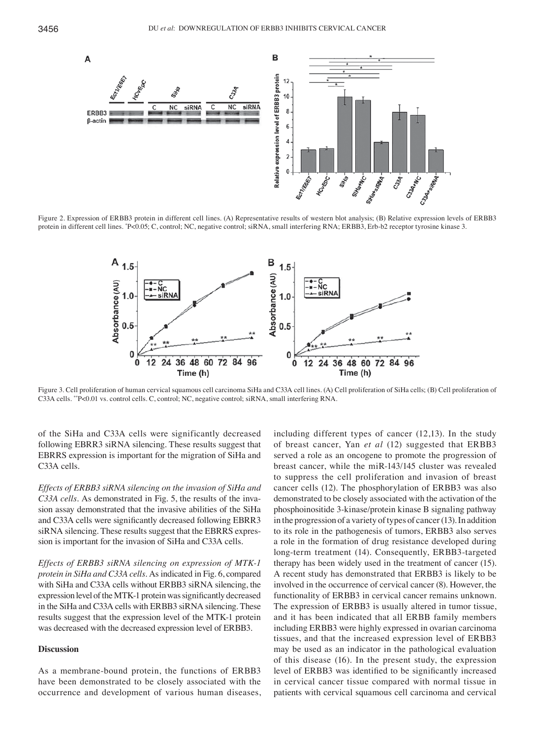Figure 2. Expression of ERBB3 protein in different cell lines. (A) Representative results of western blot analysis; (B) Relative expression levels of ERBB3 protein in different cell lines. *P<0.05; C, control; NC, negative control; siRNA, small interfering RNA; ERBB3, Erb-b2 receptor tyrosine kinase 3.

Figure 3. Cell proliferation of human cervical squamous cell carcinoma SiHa and C33A cell lines. (A) Cell proliferation of SiHa cells; (B) Cell proliferation of C33A cells. **P<0.01 vs. control cells. C, control; NC, negative control; siRNA, small interfering RNA.

of the SiHa and C33A cells were significantly decreased following EBRR3 siRNA silencing. These results suggest that EBRRS expression is important for the migration of SiHa and C33A cells.

*Effects of ERBB3 siRNA silencing on the invasion of SiHa and C33A cells.* As demonstrated in Fig. 5, the results of the invasion assay demonstrated that the invasive abilities of the SiHa and C33A cells were significantly decreased following EBRR3 siRNA silencing. These results suggest that the EBRRS expression is important for the invasion of SiHa and C33A cells.

*Effects of ERBB3 siRNA silencing on expression of MTK-1 protein in SiHa and C33A cells.* As indicated in Fig. 6, compared with SiHa and C33A cells without ERBB3 siRNA silencing, the expression level of the MTK-1 protein was significantly decreased in the SiHa and C33A cells with ERBB3 siRNA silencing. These results suggest that the expression level of the MTK-1 protein was decreased with the decreased expression level of ERBB3.

## Discussion

As a membrane-bound protein, the functions of ERBB3 have been demonstrated to be closely associated with the occurrence and development of various human diseases, including different types of cancer (12,13). In the study of breast cancer, Yan *et al* (12) suggested that ERBB3 served a role as an oncogene to promote the progression of breast cancer, while the miR-143/145 cluster was revealed to suppress the cell proliferation and invasion of breast cancer cells (12). The phosphorylation of ERBB3 was also demonstrated to be closely associated with the activation of the phosphoinositide 3-kinase/protein kinase B signaling pathway in the progression of a variety of types of cancer (13). In addition to its role in the pathogenesis of tumors, ERBB3 also serves a role in the formation of drug resistance developed during long-term treatment (14). Consequently, ERBB3-targeted therapy has been widely used in the treatment of cancer (15). A recent study has demonstrated that ERBB3 is likely to be involved in the occurrence of cervical cancer (8). However, the functionality of ERBB3 in cervical cancer remains unknown. The expression of ERBB3 is usually altered in tumor tissue, and it has been indicated that all ERBB family members including ERBB3 were highly expressed in ovarian carcinoma tissues, and that the increased expression level of ERBB3 may be used as an indicator in the pathological evaluation of this disease (16). In the present study, the expression level of ERBB3 was identified to be significantly increased in cervical cancer tissue compared with normal tissue in patients with cervical squamous cell carcinoma and cervical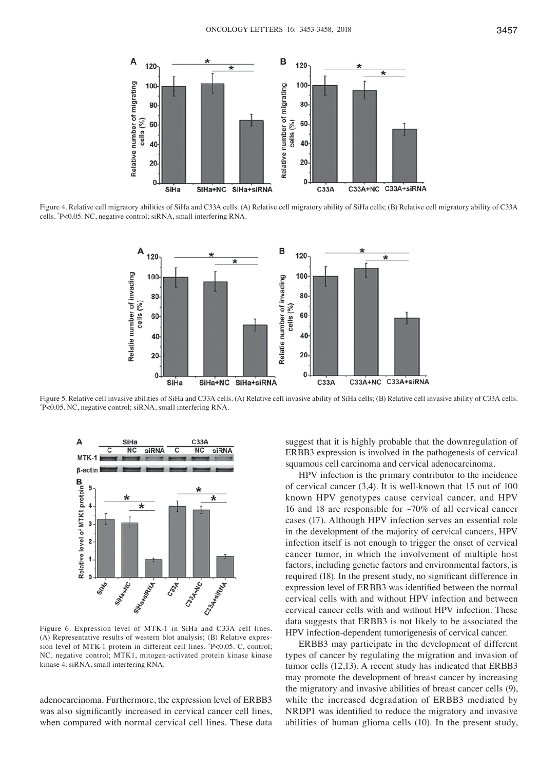Figure 4. Relative cell migratory abilities of SiHa and C33A cells. (A) Relative cell migratory ability of SiHa cells; (B) Relative cell migratory ability of C33A cells. *P<0.05. NC, negative control; siRNA, small interfering RNA.

Figure 5. Relative cell invasive abilities of SiHa and C33A cells. (A) Relative cell invasive ability of SiHa cells; (B) Relative cell invasive ability of C33A cells. *P<0.05. NC, negative control; siRNA, small interfering RNA.

Figure 6. Expression level of MTK-1 in SiHa and C33A cell lines. (A) Representative results of western blot analysis; (B) Relative expression level of MTK-1 protein in different cell lines. *P<0.05. C, control; NC, negative control; MTK1, mitogen-activated protein kinase kinase kinase 4; siRNA, small interfering RNA.

adenocarcinoma. Furthermore, the expression level of ERBB3 was also significantly increased in cervical cancer cell lines, when compared with normal cervical cell lines. These data suggest that it is highly probable that the downregulation of ERBB3 expression is involved in the pathogenesis of cervical squamous cell carcinoma and cervical adenocarcinoma.

HPV infection is the primary contributor to the incidence of cervical cancer (3,4). It is well-known that 15 out of 100 known HPV genotypes cause cervical cancer, and HPV 16 and 18 are responsible for ~70% of all cervical cancer cases (17). Although HPV infection serves an essential role in the development of the majority of cervical cancers, HPV infection itself is not enough to trigger the onset of cervical cancer tumor, in which the involvement of multiple host factors, including genetic factors and environmental factors, is required (18). In the present study, no significant difference in expression level of ERBB3 was identified between the normal cervical cells with and without HPV infection and between cervical cancer cells with and without HPV infection. These data suggests that ERBB3 is not likely to be associated the HPV infection-dependent tumorigenesis of cervical cancer.

ERBB3 may participate in the development of different types of cancer by regulating the migration and invasion of tumor cells (12,13). A recent study has indicated that ERBB3 may promote the development of breast cancer by increasing the migratory and invasive abilities of breast cancer cells (9), while the increased degradation of ERBB3 mediated by NRDP1 was identified to reduce the migratory and invasive abilities of human glioma cells (10). In the present study,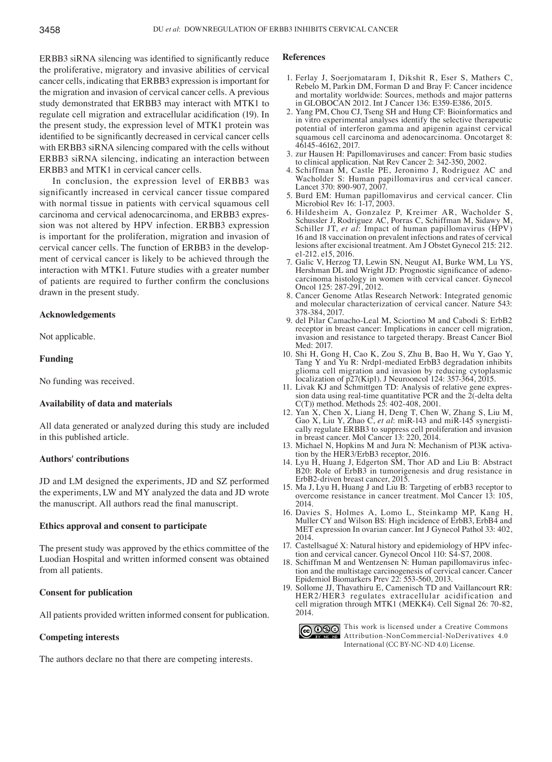ERBB3 siRNA silencing was identified to significantly reduce the proliferative, migratory and invasive abilities of cervical cancer cells, indicating that ERBB3 expression is important for the migration and invasion of cervical cancer cells. A previous study demonstrated that ERBB3 may interact with MTK1 to regulate cell migration and extracellular acidification (19). In the present study, the expression level of MTK1 protein was identified to be significantly decreased in cervical cancer cells with ERBB3 siRNA silencing compared with the cells without ERBB3 siRNA silencing, indicating an interaction between ERBB3 and MTK1 in cervical cancer cells.

In conclusion, the expression level of ERBB3 was significantly increased in cervical cancer tissue compared with normal tissue in patients with cervical squamous cell carcinoma and cervical adenocarcinoma, and ERBB3 expression was not altered by HPV infection. ERBB3 expression is important for the proliferation, migration and invasion of cervical cancer cells. The function of ERBB3 in the development of cervical cancer is likely to be achieved through the interaction with MTK1. Future studies with a greater number of patients are required to further confirm the conclusions drawn in the present study.

## Acknowledgements

Not applicable.

## Funding

No funding was received.

## Availability of data and materials

All data generated or analyzed during this study are included in this published article.

## Authors' contributions

JD and LM designed the experiments, JD and SZ performed the experiments, LW and MY analyzed the data and JD wrote the manuscript. All authors read the final manuscript.

## Ethics approval and consent to participate

The present study was approved by the ethics committee of the Luodian Hospital and written informed consent was obtained from all patients.

## Consent for publication

All patients provided written informed consent for publication.

## Competing interests

The authors declare no that there are competing interests.

## References

1. Ferlay J, Soerjomataram I, Dikshit R, Eser S, Mathers C, Rebelo M, Parkin DM, Forman D and Bray F: Cancer incidence and mortality worldwide: Sources, methods and major patterns in GLOBOCAN 2012. Int J Cancer 136: E359-E386, 2015.
2. Yang PM, Chou CJ, Tseng SH and Hung CF: Bioinformatics and in vitro experimental analyses identify the selective therapeutic potential of interferon gamma and apigenin against cervical squamous cell carcinoma and adenocarcinoma. Oncotarget 8: 46145-46162, 2017.
3. zur Hausen H: Papillomaviruses and cancer: From basic studies to clinical application. Nat Rev Cancer 2: 342-350, 2002.
4. Schiffman M, Castle PE, Jeronimo J, Rodriguez AC and Wacholder S: Human papillomavirus and cervical cancer. Lancet 370: 890-907, 2007.
5. Burd EM: Human papillomavirus and cervical cancer. Clin Microbiol Rev 16: 1-17, 2003.
6. Hildesheim A, Gonzalez P, Kreimer AR, Wacholder S, Schussler J, Rodriguez AC, Porras C, Schiffman M, Sidawy M, Schiller JT, *et al*: Impact of human papillomavirus (HPV) 16 and 18 vaccination on prevalent infections and rates of cervical lesions after excisional treatment. Am J Obstet Gynecol 215: 212. e1-212. e15, 2016.
7. Galic V, Herzog TJ, Lewin SN, Neugut AI, Burke WM, Lu YS, Hershman DL and Wright JD: Prognostic significance of adenocarcinoma histology in women with cervical cancer. Gynecol Oncol 125: 287-291, 2012.
8. Cancer Genome Atlas Research Network: Integrated genomic and molecular characterization of cervical cancer. Nature 543: 378-384, 2017.
9. del Pilar Camacho-Leal M, Sciortino M and Cabodi S: ErbB2 receptor in breast cancer: Implications in cancer cell migration, invasion and resistance to targeted therapy. Breast Cancer Biol Med: 2017.
10. Shi H, Gong H, Cao K, Zou S, Zhu B, Bao H, Wu Y, Gao Y, Tang Y and Yu R: Nrdp1-mediated ErbB3 degradation inhibits glioma cell migration and invasion by reducing cytoplasmic localization of p27(Kip1). J Neurooncol 124: 357-364, 2015.
11. Livak KJ and Schmittgen TD: Analysis of relative gene expression data using real-time quantitative PCR and the 2(-delta delta C(T)) method. Methods 25: 402-408, 2001.
12. Yan X, Chen X, Liang H, Deng T, Chen W, Zhang S, Liu M, Gao X, Liu Y, Zhao C, *et al*: miR-143 and miR-145 synergistically regulate ERBB3 to suppress cell proliferation and invasion in breast cancer. Mol Cancer 13: 220, 2014.
13. Michael N, Hopkins M and Jura N: Mechanism of PI3K activation by the HER3/ErbB3 receptor, 2016.
14. Lyu H, Huang J, Edgerton SM, Thor AD and Liu B: Abstract B20: Role of ErbB3 in tumorigenesis and drug resistance in ErbB2-driven breast cancer, 2015.
15. Ma J, Lyu H, Huang J and Liu B: Targeting of erbB3 receptor to overcome resistance in cancer treatment. Mol Cancer 13: 105, 2014.
16. Davies S, Holmes A, Lomo L, Steinkamp MP, Kang H, Muller CY and Wilson BS: High incidence of ErbB3, ErbB4 and MET expression In ovarian cancer. Int J Gynecol Pathol 33: 402, 2014.
17. Castellsagué X: Natural history and epidemiology of HPV infection and cervical cancer. Gynecol Oncol 110: S4-S7, 2008.
18. Schiffman M and Wentzensen N: Human papillomavirus infection and the multistage carcinogenesis of cervical cancer. Cancer Epidemiol Biomarkers Prev 22: 553-560, 2013.
19. Sollome JJ, Thavathiru E, Camenisch TD and Vaillancourt RR: HER2/HER3 regulates extracellular acidification and cell migration through MTK1 (MEKK4). Cell Signal 26: 70-82, 2014.

This work is licensed under a Creative Commons Attribution-NonCommercial-NoDerivatives 4.0 International (CC BY-NC-ND 4.0) License.